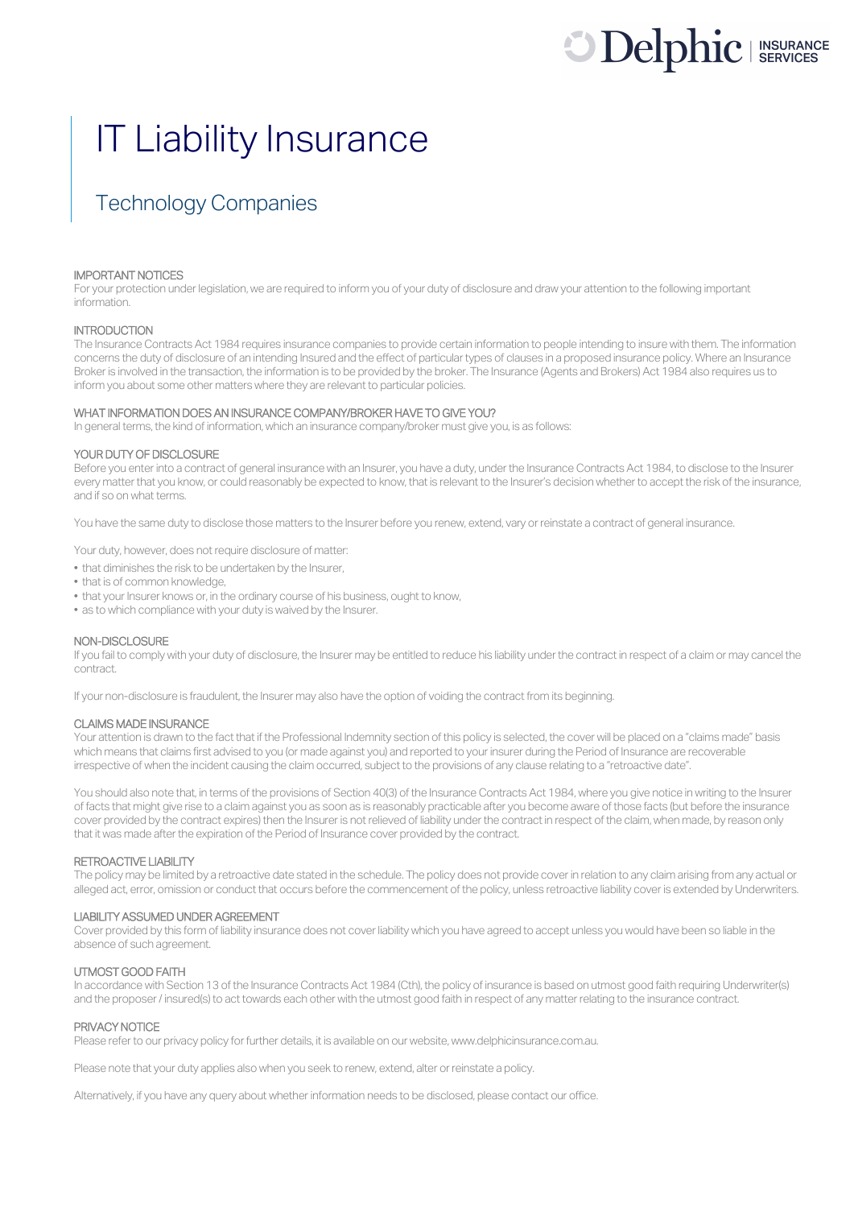# IT Liability Insurance

## Technology Companies

### IMPORTANT NOTICES

For your protection under legislation, we are required to inform you of your duty of disclosure and draw your attention to the following important information.

### INTRODUCTION

The Insurance Contracts Act 1984 requires insurance companies to provide certain information to people intending to insure with them. The information concerns the duty of disclosure of an intending Insured and the effect of particular types of clauses in a proposed insurance policy. Where an Insurance Broker is involved in the transaction, the information is to be provided by the broker. The Insurance (Agents and Brokers) Act 1984 also requires us to inform you about some other matters where they are relevant to particular policies.

### WHAT INFORMATION DOES AN INSURANCE COMPANY/BROKER HAVE TO GIVE YOU?

In general terms, the kind of information, which an insurance company/broker must give you, is as follows:

### YOUR DUTY OF DISCLOSURE

Before you enter into a contract of general insurance with an Insurer, you have a duty, under the Insurance Contracts Act 1984, to disclose to the Insurer every matter that you know, or could reasonably be expected to know, that is relevant to the Insurer's decision whether to accept the risk of the insurance, and if so on what terms.

You have the same duty to disclose those matters to the Insurer before you renew, extend, vary or reinstate a contract of general insurance.

Your duty, however, does not require disclosure of matter:

- that diminishes the risk to be undertaken by the Insurer,
- that is of common knowledge,
- that your Insurer knows or, in the ordinary course of his business, ought to know,
- as to which compliance with your duty is waived by the Insurer.

### NON-DISCLOSURE

If you fail to comply with your duty of disclosure, the Insurer may be entitled to reduce his liability under the contract in respect of a claim or may cancel the contract.

If your non-disclosure is fraudulent, the Insurer may also have the option of voiding the contract from its beginning.

### CLAIMS MADE INSURANCE

Your attention is drawn to the fact that if the Professional Indemnity section of this policy is selected, the cover will be placed on a "claims made" basis which means that claims first advised to you (or made against you) and reported to your insurer during the Period of Insurance are recoverable irrespective of when the incident causing the claim occurred, subject to the provisions of any clause relating to a "retroactive date".

You should also note that, in terms of the provisions of Section 40(3) of the Insurance Contracts Act 1984, where you give notice in writing to the Insurer of facts that might give rise to a claim against you as soon as is reasonably practicable after you become aware of those facts (but before the insurance cover provided by the contract expires) then the Insurer is not relieved of liability under the contract in respect of the claim, when made, by reason only that it was made after the expiration of the Period of Insurance cover provided by the contract.

### RETROACTIVE LIABILITY

The policy may be limited by a retroactive date stated in the schedule. The policy does not provide cover in relation to any claim arising from any actual or alleged act, error, omission or conduct that occurs before the commencement of the policy, unless retroactive liability cover is extended by Underwriters.

### LIABILITY ASSUMED UNDER AGREEMENT

Cover provided by this form of liability insurance does not cover liability which you have agreed to accept unless you would have been so liable in the absence of such agreement.

### UTMOST GOOD FAITH

In accordance with Section 13 of the Insurance Contracts Act 1984 (Cth), the policy of insurance is based on utmost good faith requiring Underwriter(s) and the proposer / insured(s) to act towards each other with the utmost good faith in respect of any matter relating to the insurance contract.

### PRIVACY NOTICE

Please refer to our privacy policy for further details, it is available on our website, www.delphicinsurance.com.au.

Please note that your duty applies also when you seek to renew, extend, alter or reinstate a policy.

Alternatively, if you have any query about whether information needs to be disclosed, please contact our office.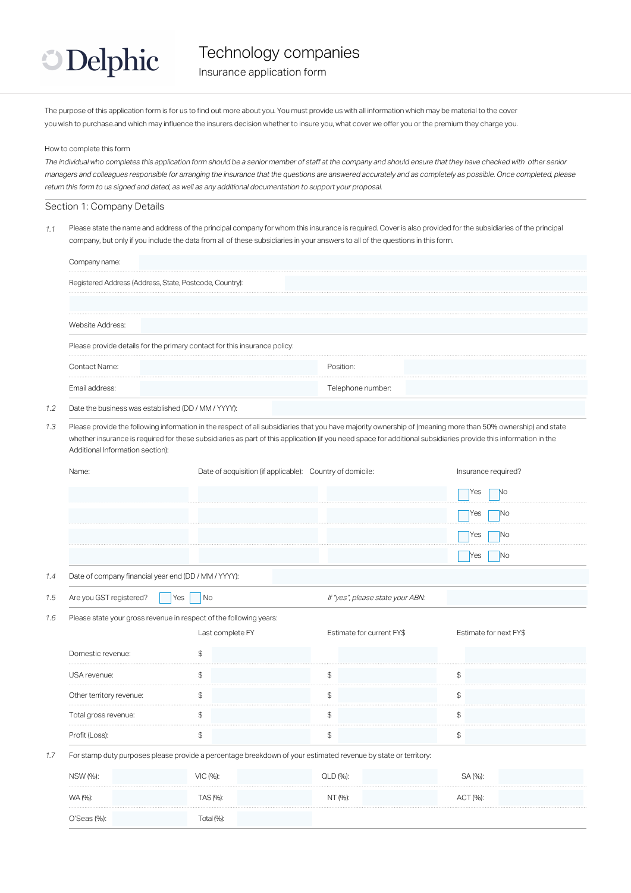Delphic

# Technology companies

Insurance application form

The purpose of this application form is for us to find out more about you. You must provide us with all information which may be material to the cover you wish to purchase.and which may influence the insurers decision whether to insure you, what cover we offer you or the premium they charge you.

How to complete this form

*The individual who completes this application form should be a senior member of staff at the company and should ensure that they have checked with other senior managers and colleagues responsible for arranging the insurance that the questions are answered accurately and as completely as possible. Once completed, please return this form to us signed and dated, as well as any additional documentation to support your proposal.*

## Section 1: Company Details

1.1 Please state the name and address of the principal company for whom this insurance is required. Cover is also provided for the subsidiaries of the principal company, but only if you include the data from all of these subsidiaries in your answers to all of the questions in this form.

Company name:

Registered Address (Address, State, Postcode, Country):

Website Address:

Please provide details for the primary contact for this insurance policy:

| Contact Name: | | Position: | |
|---|---|---|---|
| Email address: | | Telephone number: | |

1.2 Date the business was established (DD / MM / YYYY):

1.3 Please provide the following information in the respect of all subsidiaries that you have majority ownership of (meaning more than 50% ownership) and state whether insurance is required for these subsidiaries as part of this application (if you need space for additional subsidiaries provide this information in the Additional Information section):

| Name: | Date of acquisition (if applicable): | Country of domicile: | Insurance required? |
|---|---|---|---|
| | | | ☐ Yes ☐ No |
| | | | ☐ Yes ☐ No |
| | | | ☐ Yes ☐ No |
| | | | ☐ Yes ☐ No |

1.4 Date of company financial year end (DD / MM / YYYY):

1.5 Are you GST registered? ☐ Yes ☐ No *If "yes", please state your ABN:*

1.6 Please state your gross revenue in respect of the following years:

| | Last complete FY | Estimate for current FY$ | Estimate for next FY$ |
|---|---|---|---|
| Domestic revenue: | $ | | |
| USA revenue: | $ | $ | $ |
| Other territory revenue: | $ | $ | $ |
| Total gross revenue: | $ | $ | $ |
| Profit (Loss): | $ | $ | $ |

1.7 For stamp duty purposes please provide a percentage breakdown of your estimated revenue by state or territory:

| NSW (%): | | VIC (%): | | QLD (%): | | SA (%): | |
|---|---|---|---|---|---|---|---|
| WA (%): | | TAS (%): | | NT (%): | | ACT (%): | |
| O'Seas (%): | | Total (%): | | | | | |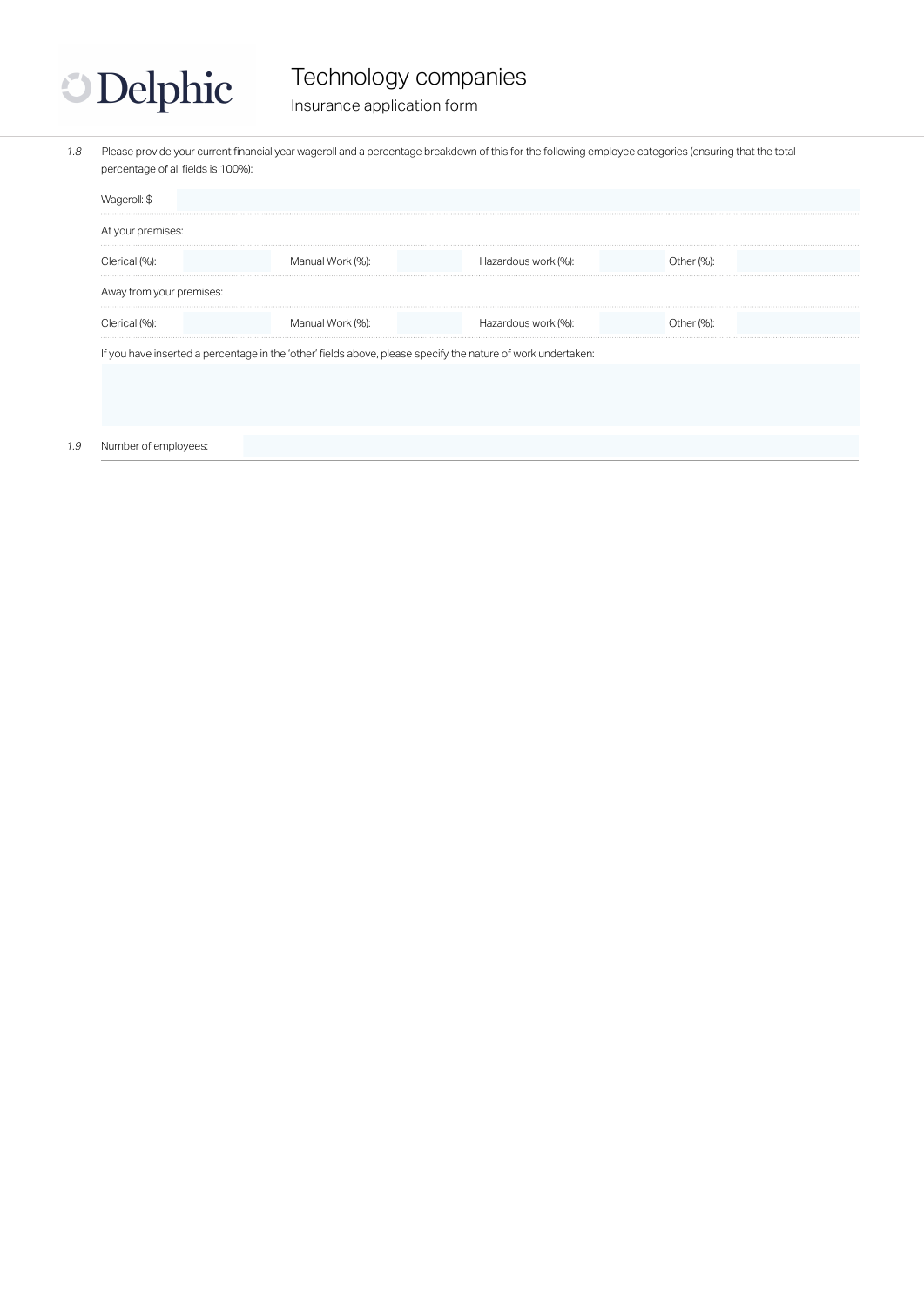1.8 Please provide your current financial year wageroll and a percentage breakdown of this for the following employee categories (ensuring that the total percentage of all fields is 100%):

Wageroll: $

At your premises:

| Clerical (%): | | Manual Work (%): | | Hazardous work (%): | | Other (%): | |
|---|---|---|---|---|---|---|---|

Away from your premises:

| Clerical (%): | | Manual Work (%): | | Hazardous work (%): | | Other (%): | |
|---|---|---|---|---|---|---|---|

If you have inserted a percentage in the 'other' fields above, please specify the nature of work undertaken:

1.9 Number of employees: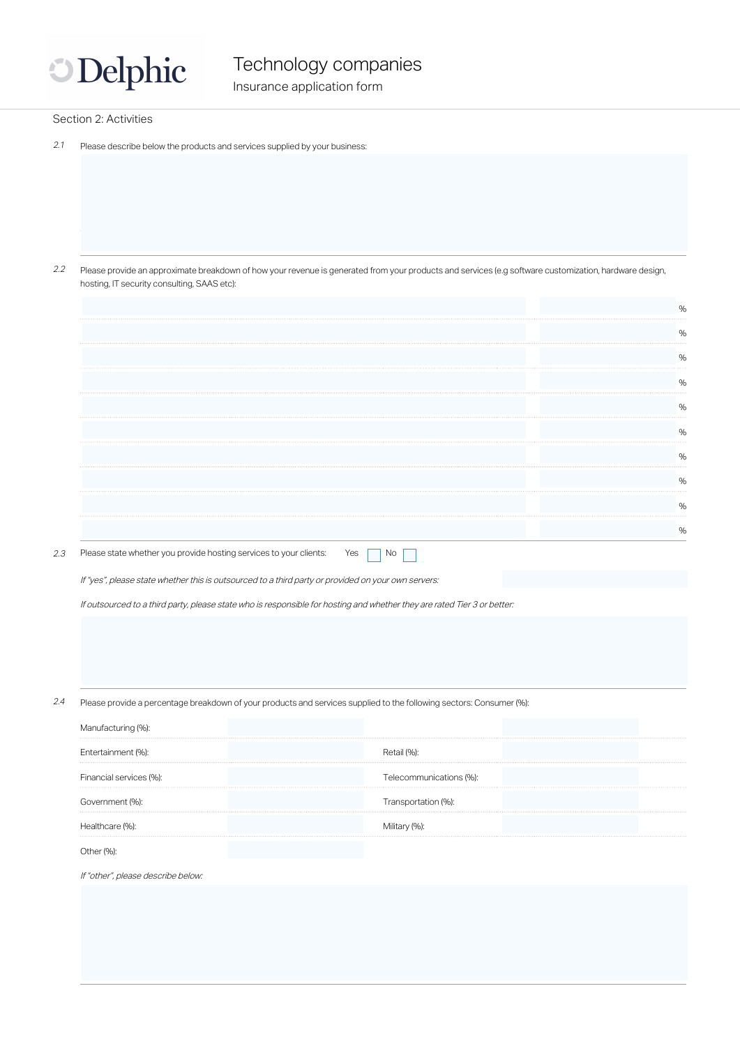## Section 2: Activities

2.1 Please describe below the products and services supplied by your business:

2.2 Please provide an approximate breakdown of how your revenue is generated from your products and services (e.g software customization, hardware design, hosting, IT security consulting, SAAS etc):

| Product/service | % |
|---|---|
| | % |
| | % |
| | % |
| | % |
| | % |
| | % |
| | % |
| | % |
| | % |
| | % |

2.3 Please state whether you provide hosting services to your clients: Yes ☐ No ☐

*If "yes", please state whether this is outsourced to a third party or provided on your own servers:*

*If outsourced to a third party, please state who is responsible for hosting and whether they are rated Tier 3 or better:*

2.4 Please provide a percentage breakdown of your products and services supplied to the following sectors: Consumer (%):

| Sector | | Sector | |
|---|---|---|---|
| Manufacturing (%): | | | |
| Entertainment (%): | | Retail (%): | |
| Financial services (%): | | Telecommunications (%): | |
| Government (%): | | Transportation (%): | |
| Healthcare (%): | | Military (%): | |
| Other (%): | | | |

*If "other", please describe below:*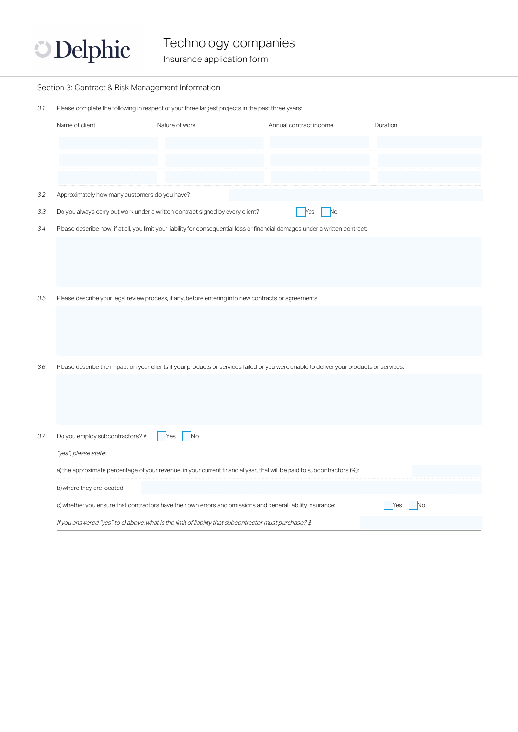# Delphic

## Technology companies

Insurance application form

### Section 3: Contract & Risk Management Information

3.1 Please complete the following in respect of your three largest projects in the past three years:

| Name of client | Nature of work | Annual contract income | Duration |
| --- | --- | --- | --- |
| | | | |
| | | | |
| | | | |

3.2 Approximately how many customers do you have?

3.3 Do you always carry out work under a written contract signed by every client? ☐ Yes ☐ No

3.4 Please describe how, if at all, you limit your liability for consequential loss or financial damages under a written contract:

3.5 Please describe your legal review process, if any, before entering into new contracts or agreements:

3.6 Please describe the impact on your clients if your products or services failed or you were unable to deliver your products or services:

3.7 Do you employ subcontractors? ☐ Yes ☐ No *If "yes", please state:*

a) the approximate percentage of your revenue, in your current financial year, that will be paid to subcontractors (%):

b) where they are located:

c) whether you ensure that contractors have their own errors and omissions and general liability insurance: ☐ Yes ☐ No

*If you answered "yes" to c) above, what is the limit of liability that subcontractor must purchase? $*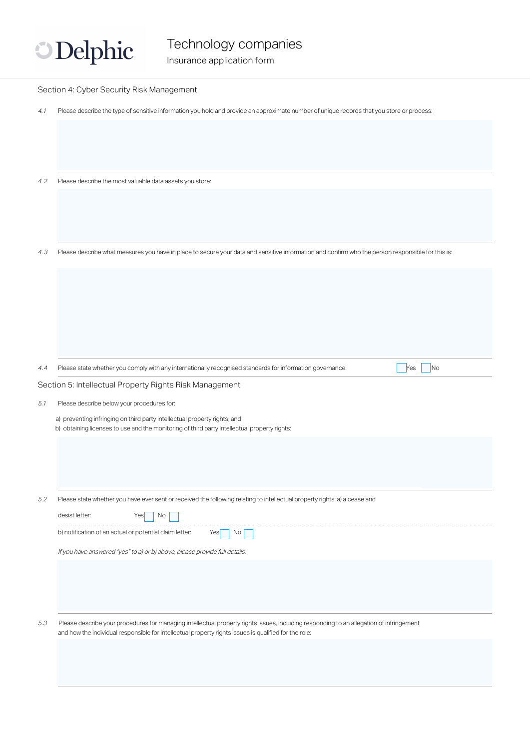# Technology companies

Insurance application form

## Section 4: Cyber Security Risk Management

*4.1* Please describe the type of sensitive information you hold and provide an approximate number of unique records that you store or process:

*4.2* Please describe the most valuable data assets you store:

*4.3* Please describe what measures you have in place to secure your data and sensitive information and confirm who the person responsible for this is:

*4.4* Please state whether you comply with any internationally recognised standards for information governance: ☐ Yes ☐ No

## Section 5: Intellectual Property Rights Risk Management

*5.1* Please describe below your procedures for:

a) preventing infringing on third party intellectual property rights; and
b) obtaining licenses to use and the monitoring of third party intellectual property rights:

*5.2* Please state whether you have ever sent or received the following relating to intellectual property rights: a) a cease and desist letter: Yes ☐ No ☐

b) notification of an actual or potential claim letter: Yes ☐ No ☐

*If you have answered "yes" to a) or b) above, please provide full details:*

*5.3* Please describe your procedures for managing intellectual property rights issues, including responding to an allegation of infringement and how the individual responsible for intellectual property rights issues is qualified for the role: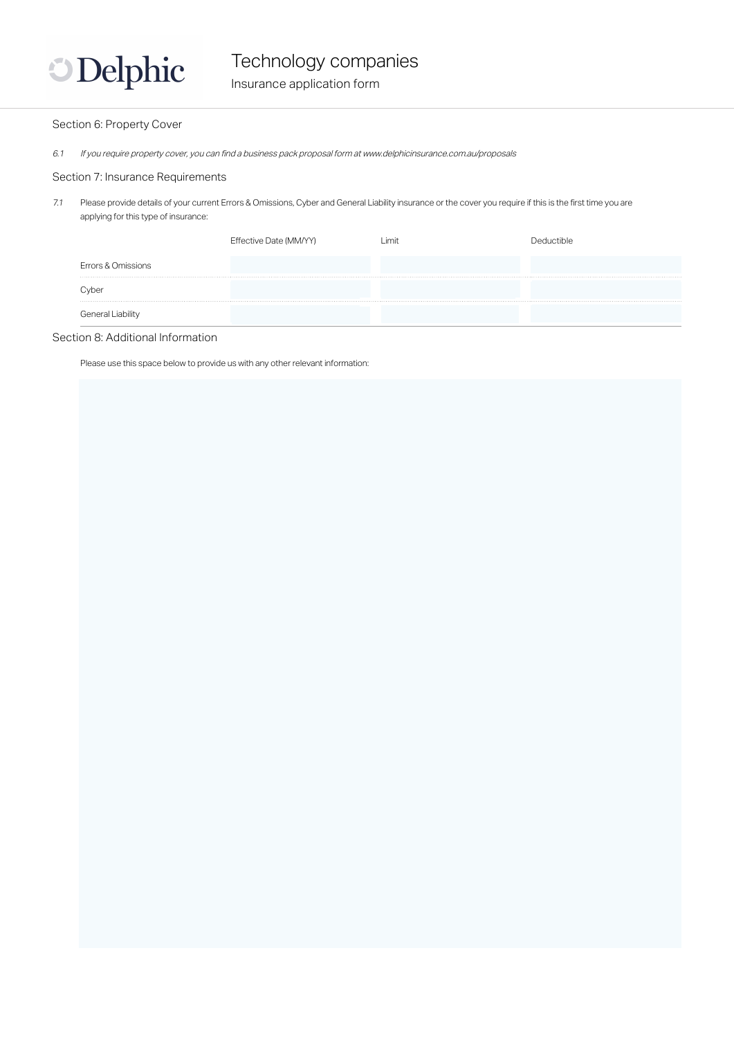## Section 6: Property Cover

6.1 *If you require property cover, you can find a business pack proposal form at www.delphicinsurance.com.au/proposals*

## Section 7: Insurance Requirements

7.1 Please provide details of your current Errors & Omissions, Cyber and General Liability insurance or the cover you require if this is the first time you are applying for this type of insurance:

| | Effective Date (MM/YY) | Limit | Deductible |
|---|---|---|---|
| Errors & Omissions | | | |
| Cyber | | | |
| General Liability | | | |

## Section 8: Additional Information

Please use this space below to provide us with any other relevant information: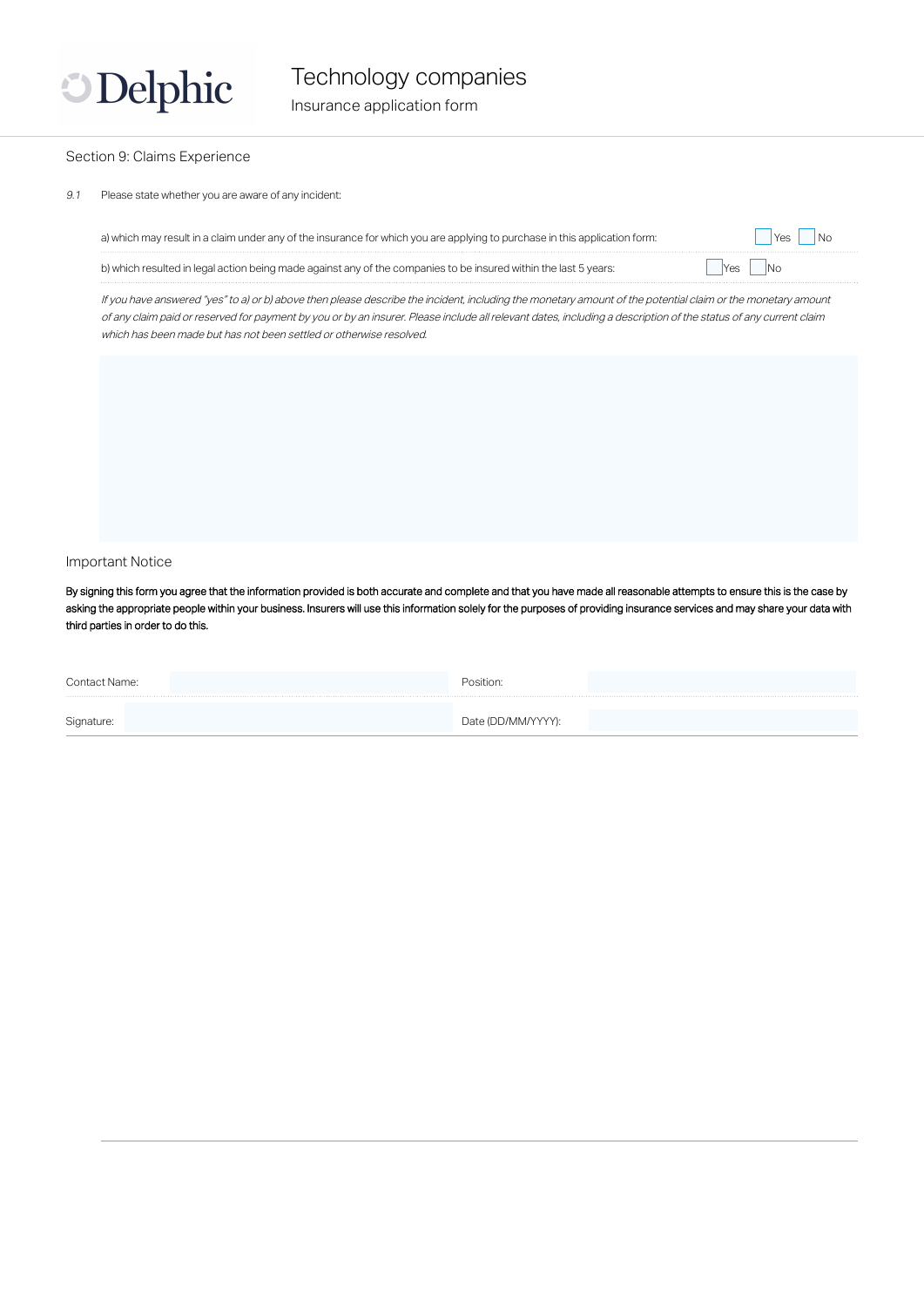## Section 9: Claims Experience

*9.1* Please state whether you are aware of any incident:

a) which may result in a claim under any of the insurance for which you are applying to purchase in this application form: ☐ Yes ☐ No

b) which resulted in legal action being made against any of the companies to be insured within the last 5 years: ☐ Yes ☐ No

*If you have answered "yes" to a) or b) above then please describe the incident, including the monetary amount of the potential claim or the monetary amount of any claim paid or reserved for payment by you or by an insurer. Please include all relevant dates, including a description of the status of any current claim which has been made but has not been settled or otherwise resolved.*

## Important Notice

**By signing this form you agree that the information provided is both accurate and complete and that you have made all reasonable attempts to ensure this is the case by asking the appropriate people within your business. Insurers will use this information solely for the purposes of providing insurance services and may share your data with third parties in order to do this.**

| | | | |
|---|---|---|---|
| Contact Name: | | Position: | |
| Signature: | | Date (DD/MM/YYYY): | |